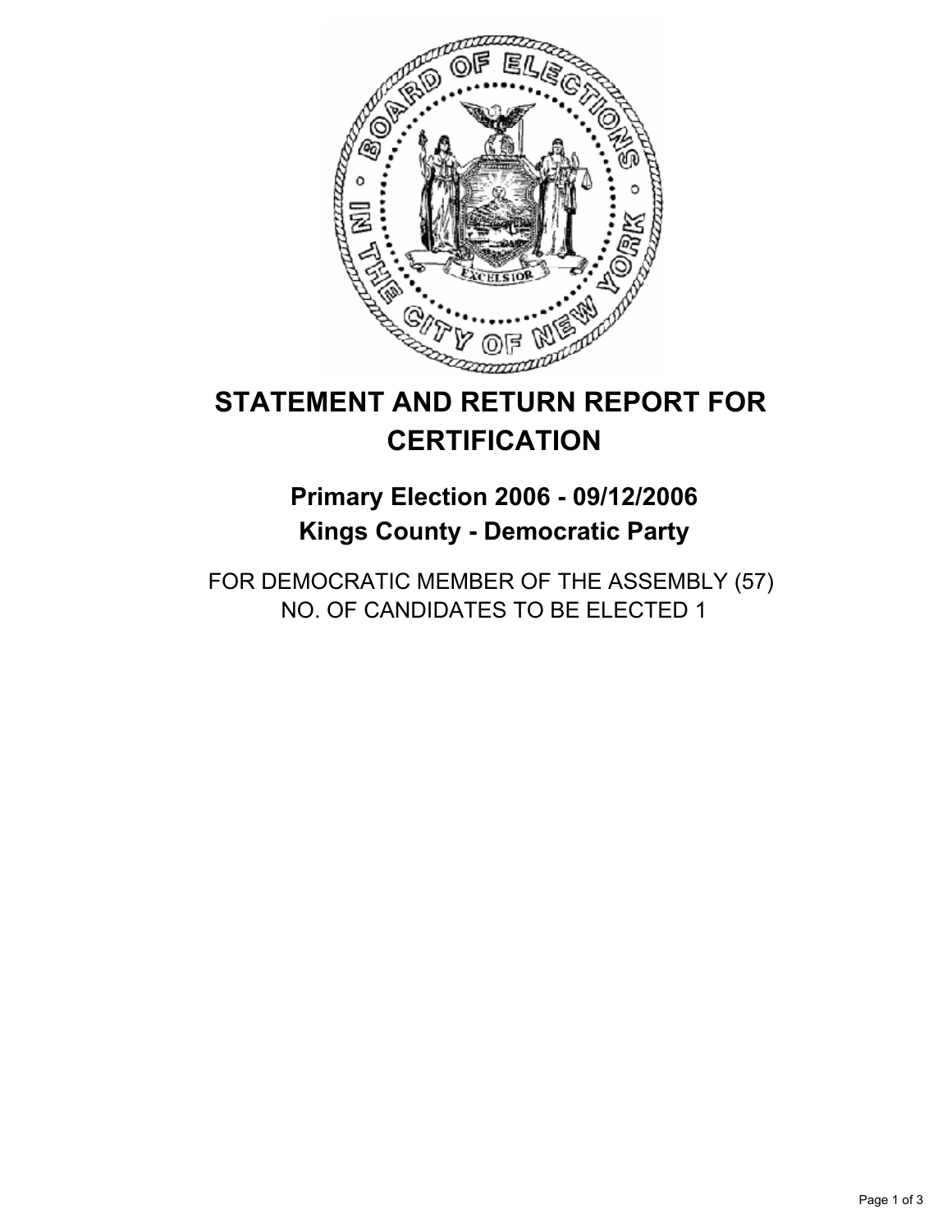# STATEMENT AND RETURN REPORT FOR CERTIFICATION

## Primary Election 2006 - 09/12/2006
## Kings County - Democratic Party

FOR DEMOCRATIC MEMBER OF THE ASSEMBLY (57)
NO. OF CANDIDATES TO BE ELECTED 1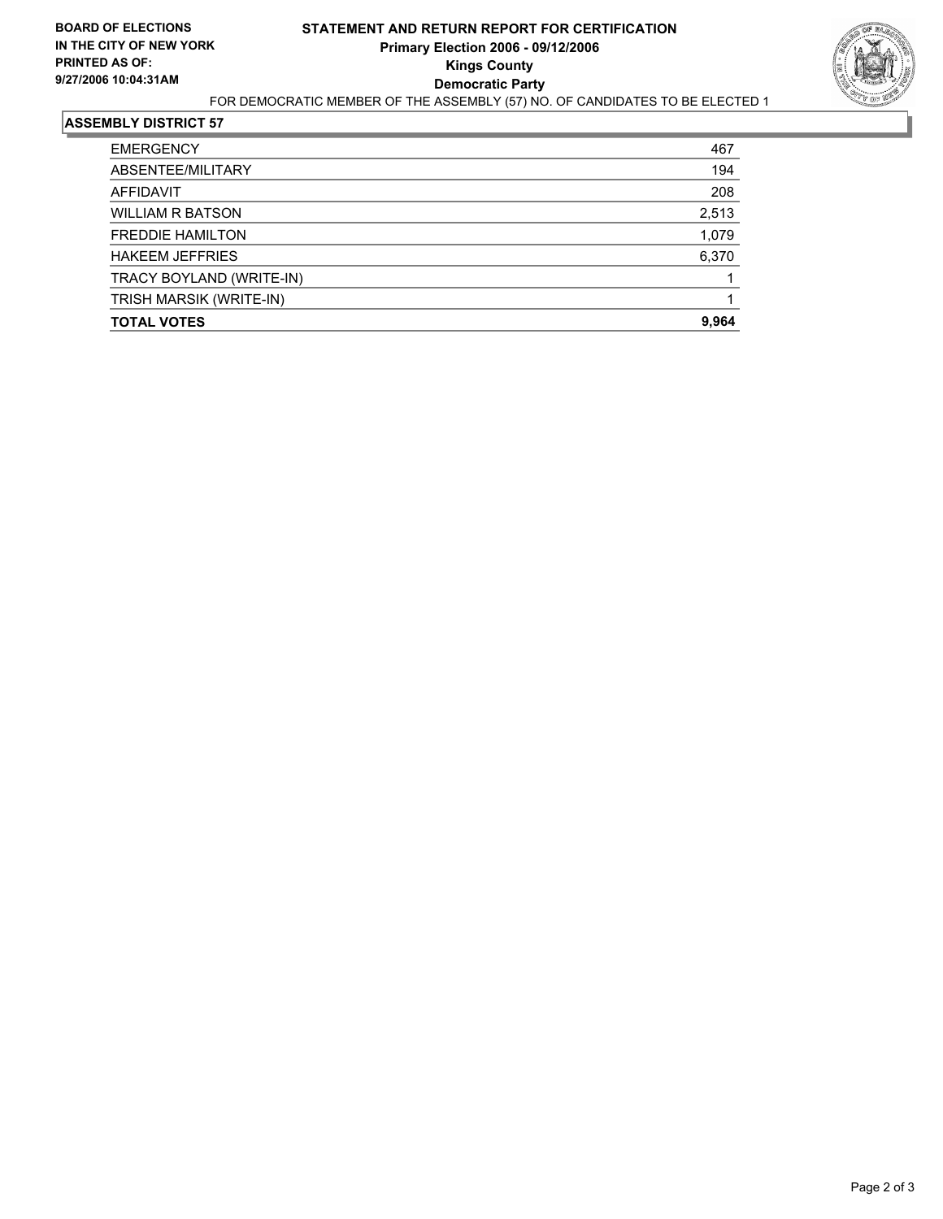**BOARD OF ELECTIONS**
**IN THE CITY OF NEW YORK**
**PRINTED AS OF:**
**9/27/2006 10:04:31AM**

# STATEMENT AND RETURN REPORT FOR CERTIFICATION

**Primary Election 2006 - 09/12/2006**
**Kings County**
**Democratic Party**

FOR DEMOCRATIC MEMBER OF THE ASSEMBLY (57) NO. OF CANDIDATES TO BE ELECTED 1

## ASSEMBLY DISTRICT 57

| | |
|---|---|
| EMERGENCY | 467 |
| ABSENTEE/MILITARY | 194 |
| AFFIDAVIT | 208 |
| WILLIAM R BATSON | 2,513 |
| FREDDIE HAMILTON | 1,079 |
| HAKEEM JEFFRIES | 6,370 |
| TRACY BOYLAND (WRITE-IN) | 1 |
| TRISH MARSIK (WRITE-IN) | 1 |
| **TOTAL VOTES** | **9,964** |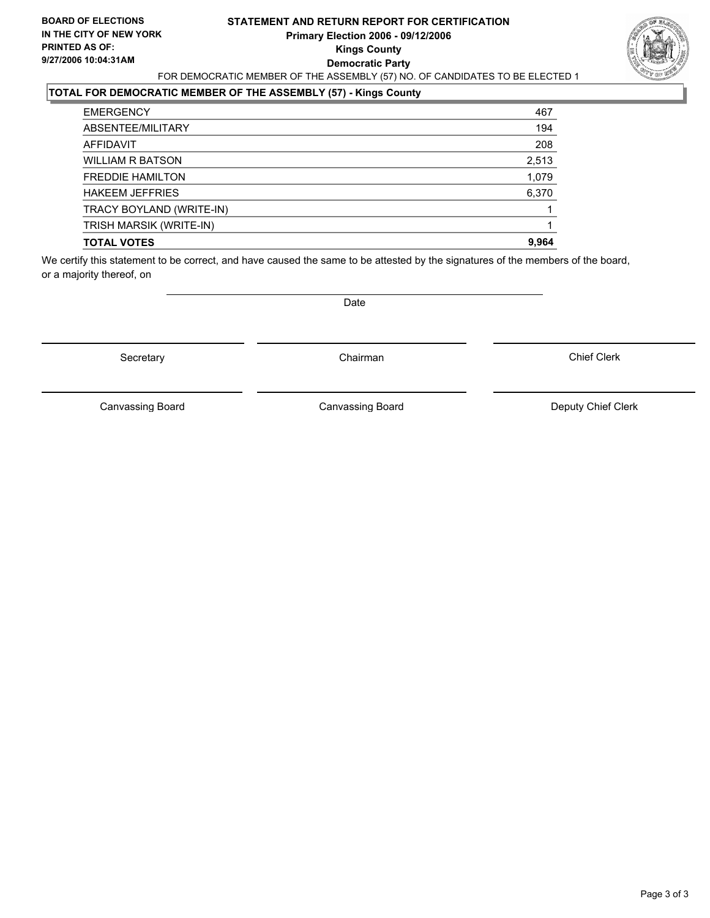**BOARD OF ELECTIONS IN THE CITY OF NEW YORK PRINTED AS OF: 9/27/2006 10:04:31AM**

**STATEMENT AND RETURN REPORT FOR CERTIFICATION**
**Primary Election 2006 - 09/12/2006**
**Kings County**
**Democratic Party**

FOR DEMOCRATIC MEMBER OF THE ASSEMBLY (57) NO. OF CANDIDATES TO BE ELECTED 1

**TOTAL FOR DEMOCRATIC MEMBER OF THE ASSEMBLY (57) - Kings County**

| | |
|---|---|
| EMERGENCY | 467 |
| ABSENTEE/MILITARY | 194 |
| AFFIDAVIT | 208 |
| WILLIAM R BATSON | 2,513 |
| FREDDIE HAMILTON | 1,079 |
| HAKEEM JEFFRIES | 6,370 |
| TRACY BOYLAND (WRITE-IN) | 1 |
| TRISH MARSIK (WRITE-IN) | 1 |
| **TOTAL VOTES** | **9,964** |

We certify this statement to be correct, and have caused the same to be attested by the signatures of the members of the board, or a majority thereof, on

Date

Secretary | Chairman | Chief Clerk

Canvassing Board | Canvassing Board | Deputy Chief Clerk